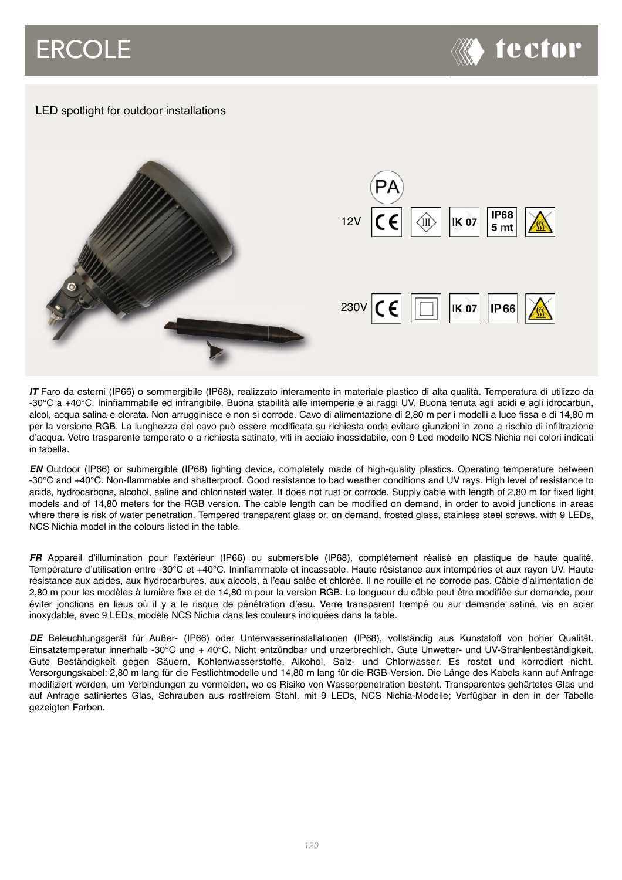# ERCOLE

tector

LED spotlight for outdoor installations

PA

12V CE | III | IK 07 | IP68 5 mt

230V CE | ☐ | IK 07 | IP66

***IT*** Faro da esterni (IP66) o sommergibile (IP68), realizzato interamente in materiale plastico di alta qualità. Temperatura di utilizzo da -30°C a +40°C. Ininfiammabile ed infrangibile. Buona stabilità alle intemperie e ai raggi UV. Buona tenuta agli acidi e agli idrocarburi, alcol, acqua salina e clorata. Non arrugginisce e non si corrode. Cavo di alimentazione di 2,80 m per i modelli a luce fissa e di 14,80 m per la versione RGB. La lunghezza del cavo può essere modificata su richiesta onde evitare giunzioni in zone a rischio di infiltrazione d'acqua. Vetro trasparente temperato o a richiesta satinato, viti in acciaio inossidabile, con 9 Led modello NCS Nichia nei colori indicati in tabella.

***EN*** Outdoor (IP66) or submergible (IP68) lighting device, completely made of high-quality plastics. Operating temperature between -30°C and +40°C. Non-flammable and shatterproof. Good resistance to bad weather conditions and UV rays. High level of resistance to acids, hydrocarbons, alcohol, saline and chlorinated water. It does not rust or corrode. Supply cable with length of 2,80 m for fixed light models and of 14,80 meters for the RGB version. The cable length can be modified on demand, in order to avoid junctions in areas where there is risk of water penetration. Tempered transparent glass or, on demand, frosted glass, stainless steel screws, with 9 LEDs, NCS Nichia model in the colours listed in the table.

***FR*** Appareil d'illumination pour l'extérieur (IP66) ou submersible (IP68), complètement réalisé en plastique de haute qualité. Température d'utilisation entre -30°C et +40°C. Ininflammable et incassable. Haute résistance aux intempéries et aux rayon UV. Haute résistance aux acides, aux hydrocarbures, aux alcools, à l'eau salée et chlorée. Il ne rouille et ne corrode pas. Câble d'alimentation de 2,80 m pour les modèles à lumière fixe et de 14,80 m pour la version RGB. La longueur du câble peut être modifiée sur demande, pour éviter jonctions en lieus où il y a le risque de pénétration d'eau. Verre transparent trempé ou sur demande satiné, vis en acier inoxydable, avec 9 LEDs, modèle NCS Nichia dans les couleurs indiquées dans la table.

***DE*** Beleuchtungsgerät für Außer- (IP66) oder Unterwasserinstallationen (IP68), vollständig aus Kunststoff von hoher Qualität. Einsatztemperatur innerhalb -30°C und + 40°C. Nicht entzündbar und unzerbrechlich. Gute Unwetter- und UV-Strahlenbeständigkeit. Gute Beständigkeit gegen Säuern, Kohlenwasserstoffe, Alkohol, Salz- und Chlorwasser. Es rostet und korrodiert nicht. Versorgungskabel: 2,80 m lang für die Festlichtmodelle und 14,80 m lang für die RGB-Version. Die Länge des Kabels kann auf Anfrage modifiziert werden, um Verbindungen zu vermeiden, wo es Risiko von Wasserpenetration besteht. Transparentes gehärtetes Glas und auf Anfrage satiniertes Glas, Schrauben aus rostfreiem Stahl, mit 9 LEDs, NCS Nichia-Modelle; Verfügbar in den in der Tabelle gezeigten Farben.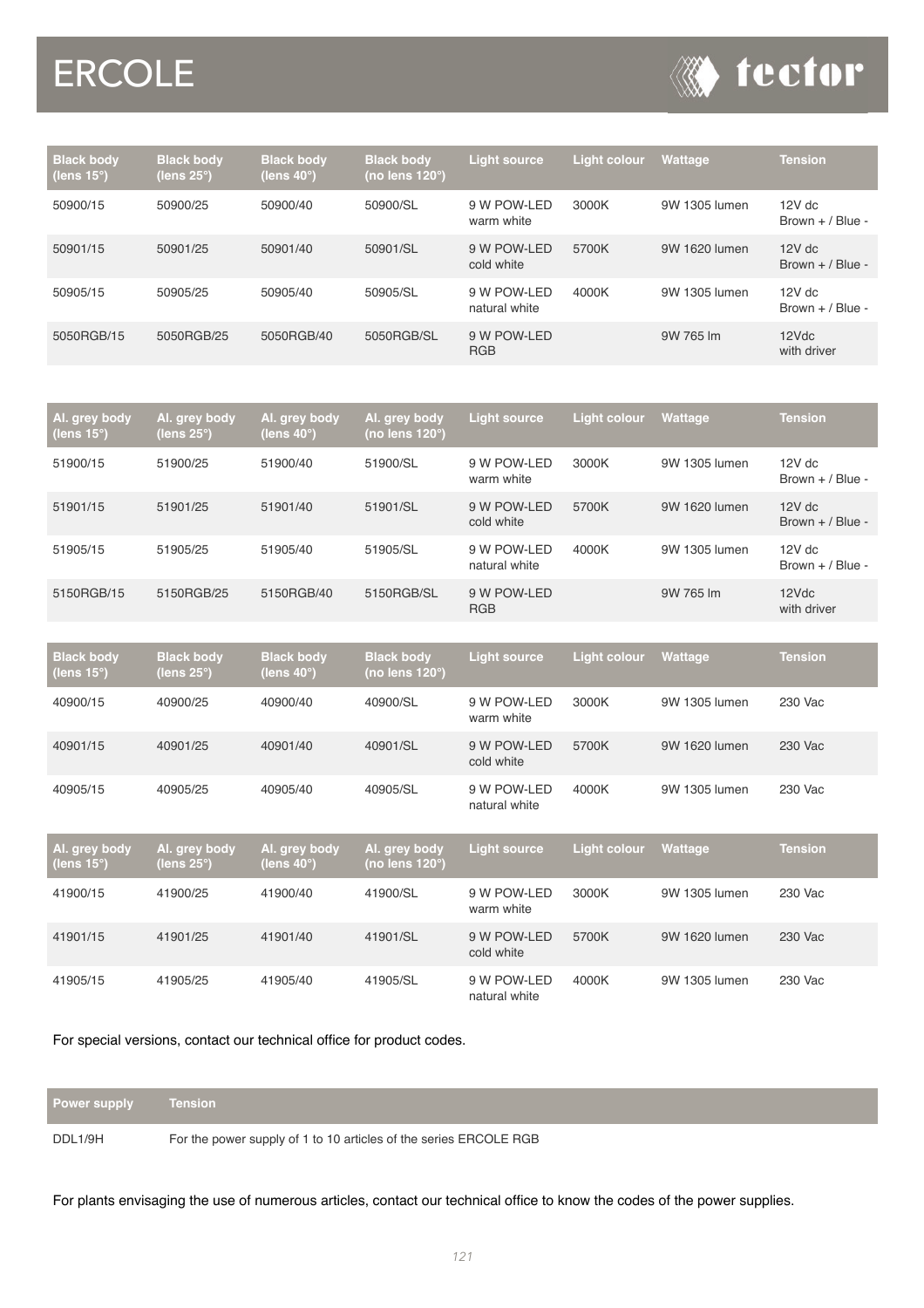# ERCOLE

| Black body (lens 15°) | Black body (lens 25°) | Black body (lens 40°) | Black body (no lens 120°) | Light source | Light colour | Wattage | Tension |
|---|---|---|---|---|---|---|---|
| 50900/15 | 50900/25 | 50900/40 | 50900/SL | 9 W POW-LED warm white | 3000K | 9W 1305 lumen | 12V dc Brown + / Blue - |
| 50901/15 | 50901/25 | 50901/40 | 50901/SL | 9 W POW-LED cold white | 5700K | 9W 1620 lumen | 12V dc Brown + / Blue - |
| 50905/15 | 50905/25 | 50905/40 | 50905/SL | 9 W POW-LED natural white | 4000K | 9W 1305 lumen | 12V dc Brown + / Blue - |
| 5050RGB/15 | 5050RGB/25 | 5050RGB/40 | 5050RGB/SL | 9 W POW-LED RGB | | 9W 765 lm | 12Vdc with driver |

| Al. grey body (lens 15°) | Al. grey body (lens 25°) | Al. grey body (lens 40°) | Al. grey body (no lens 120°) | Light source | Light colour | Wattage | Tension |
|---|---|---|---|---|---|---|---|
| 51900/15 | 51900/25 | 51900/40 | 51900/SL | 9 W POW-LED warm white | 3000K | 9W 1305 lumen | 12V dc Brown + / Blue - |
| 51901/15 | 51901/25 | 51901/40 | 51901/SL | 9 W POW-LED cold white | 5700K | 9W 1620 lumen | 12V dc Brown + / Blue - |
| 51905/15 | 51905/25 | 51905/40 | 51905/SL | 9 W POW-LED natural white | 4000K | 9W 1305 lumen | 12V dc Brown + / Blue - |
| 5150RGB/15 | 5150RGB/25 | 5150RGB/40 | 5150RGB/SL | 9 W POW-LED RGB | | 9W 765 lm | 12Vdc with driver |

| Black body (lens 15°) | Black body (lens 25°) | Black body (lens 40°) | Black body (no lens 120°) | Light source | Light colour | Wattage | Tension |
|---|---|---|---|---|---|---|---|
| 40900/15 | 40900/25 | 40900/40 | 40900/SL | 9 W POW-LED warm white | 3000K | 9W 1305 lumen | 230 Vac |
| 40901/15 | 40901/25 | 40901/40 | 40901/SL | 9 W POW-LED cold white | 5700K | 9W 1620 lumen | 230 Vac |
| 40905/15 | 40905/25 | 40905/40 | 40905/SL | 9 W POW-LED natural white | 4000K | 9W 1305 lumen | 230 Vac |

| Al. grey body (lens 15°) | Al. grey body (lens 25°) | Al. grey body (lens 40°) | Al. grey body (no lens 120°) | Light source | Light colour | Wattage | Tension |
|---|---|---|---|---|---|---|---|
| 41900/15 | 41900/25 | 41900/40 | 41900/SL | 9 W POW-LED warm white | 3000K | 9W 1305 lumen | 230 Vac |
| 41901/15 | 41901/25 | 41901/40 | 41901/SL | 9 W POW-LED cold white | 5700K | 9W 1620 lumen | 230 Vac |
| 41905/15 | 41905/25 | 41905/40 | 41905/SL | 9 W POW-LED natural white | 4000K | 9W 1305 lumen | 230 Vac |

For special versions, contact our technical office for product codes.

| Power supply | Tension |
|---|---|
| DDL1/9H | For the power supply of 1 to 10 articles of the series ERCOLE RGB |

For plants envisaging the use of numerous articles, contact our technical office to know the codes of the power supplies.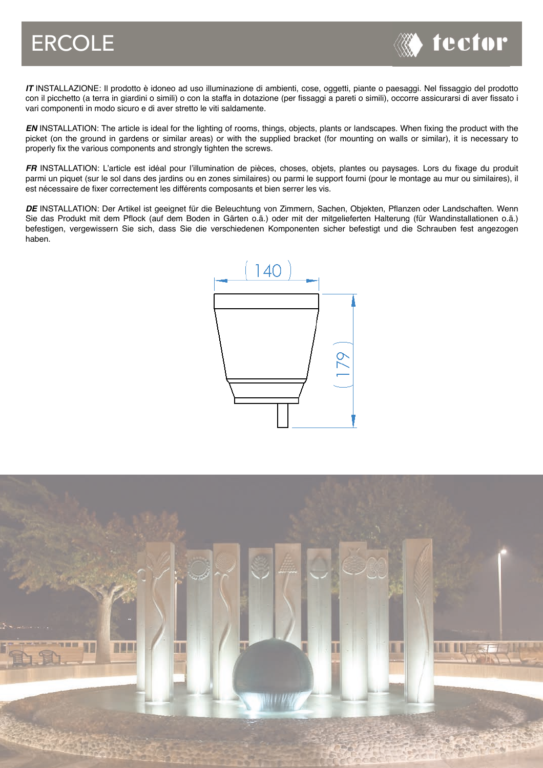# ERCOLE

***IT*** INSTALLAZIONE: Il prodotto è idoneo ad uso illuminazione di ambienti, cose, oggetti, piante o paesaggi. Nel fissaggio del prodotto con il picchetto (a terra in giardini o simili) o con la staffa in dotazione (per fissaggi a pareti o simili), occorre assicurarsi di aver fissato i vari componenti in modo sicuro e di aver stretto le viti saldamente.

***EN*** INSTALLATION: The article is ideal for the lighting of rooms, things, objects, plants or landscapes. When fixing the product with the picket (on the ground in gardens or similar areas) or with the supplied bracket (for mounting on walls or similar), it is necessary to properly fix the various components and strongly tighten the screws.

***FR*** INSTALLATION: L'article est idéal pour l'illumination de pièces, choses, objets, plantes ou paysages. Lors du fixage du produit parmi un piquet (sur le sol dans des jardins ou en zones similaires) ou parmi le support fourni (pour le montage au mur ou similaires), il est nécessaire de fixer correctement les différents composants et bien serrer les vis.

***DE*** INSTALLATION: Der Artikel ist geeignet für die Beleuchtung von Zimmern, Sachen, Objekten, Pflanzen oder Landschaften. Wenn Sie das Produkt mit dem Pflock (auf dem Boden in Gärten o.ä.) oder mit der mitgelieferten Halterung (für Wandinstallationen o.ä.) befestigen, vergewissern Sie sich, dass Sie die verschiedenen Komponenten sicher befestigt und die Schrauben fest angezogen haben.

140

179